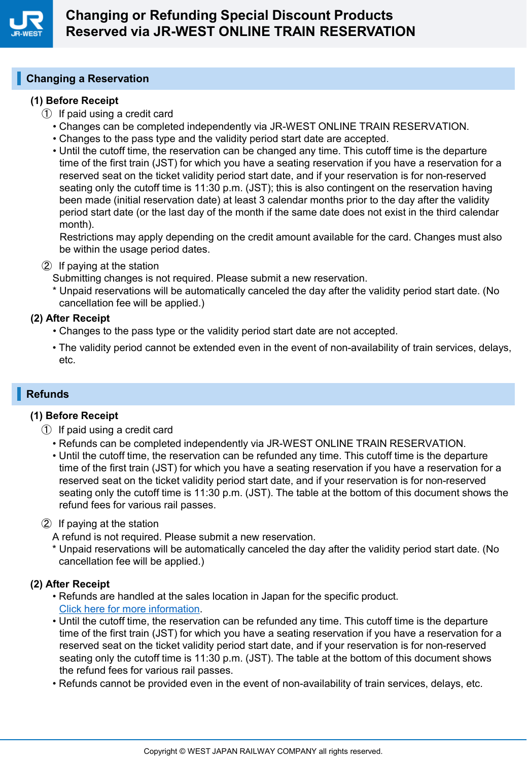# Changing or Refunding Special Discount Products Reserved via JR-WEST ONLINE TRAIN RESERVATION

## Changing a Reservation

**(1) Before Receipt**

① If paid using a credit card

- Changes can be completed independently via JR-WEST ONLINE TRAIN RESERVATION.
- Changes to the pass type and the validity period start date are accepted.
- Until the cutoff time, the reservation can be changed any time. This cutoff time is the departure time of the first train (JST) for which you have a seating reservation if you have a reservation for a reserved seat on the ticket validity period start date, and if your reservation is for non-reserved seating only the cutoff time is 11:30 p.m. (JST); this is also contingent on the reservation having been made (initial reservation date) at least 3 calendar months prior to the day after the validity period start date (or the last day of the month if the same date does not exist in the third calendar month).

  Restrictions may apply depending on the credit amount available for the card. Changes must also be within the usage period dates.

② If paying at the station

Submitting changes is not required. Please submit a new reservation.

\* Unpaid reservations will be automatically canceled the day after the validity period start date. (No cancellation fee will be applied.)

**(2) After Receipt**

- Changes to the pass type or the validity period start date are not accepted.
- The validity period cannot be extended even in the event of non-availability of train services, delays, etc.

## Refunds

**(1) Before Receipt**

① If paid using a credit card

- Refunds can be completed independently via JR-WEST ONLINE TRAIN RESERVATION.
- Until the cutoff time, the reservation can be refunded any time. This cutoff time is the departure time of the first train (JST) for which you have a seating reservation if you have a reservation for a reserved seat on the ticket validity period start date, and if your reservation is for non-reserved seating only the cutoff time is 11:30 p.m. (JST). The table at the bottom of this document shows the refund fees for various rail passes.

② If paying at the station

A refund is not required. Please submit a new reservation.

\* Unpaid reservations will be automatically canceled the day after the validity period start date. (No cancellation fee will be applied.)

**(2) After Receipt**

- Refunds are handled at the sales location in Japan for the specific product.
  Click here for more information.
- Until the cutoff time, the reservation can be refunded any time. This cutoff time is the departure time of the first train (JST) for which you have a seating reservation if you have a reservation for a reserved seat on the ticket validity period start date, and if your reservation is for non-reserved seating only the cutoff time is 11:30 p.m. (JST). The table at the bottom of this document shows the refund fees for various rail passes.
- Refunds cannot be provided even in the event of non-availability of train services, delays, etc.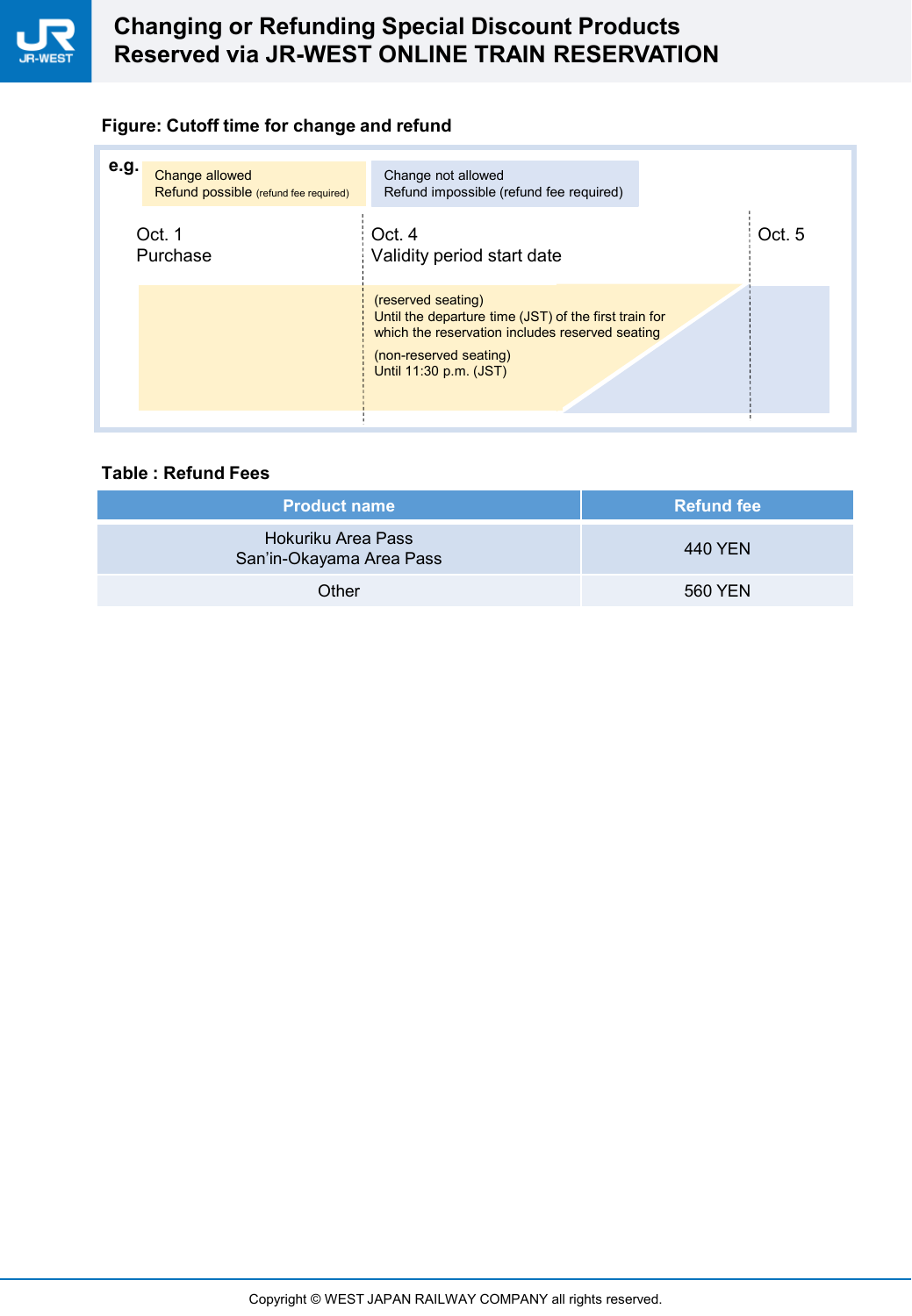# Changing or Refunding Special Discount Products Reserved via JR-WEST ONLINE TRAIN RESERVATION

**Figure: Cutoff time for change and refund**

e.g.

Change allowed
Refund possible (refund fee required)

Change not allowed
Refund impossible (refund fee required)

Oct. 1
Purchase

Oct. 4
Validity period start date

Oct. 5

(reserved seating)
Until the departure time (JST) of the first train for which the reservation includes reserved seating

(non-reserved seating)
Until 11:30 p.m. (JST)

**Table : Refund Fees**

| Product name | Refund fee |
|---|---|
| Hokuriku Area Pass<br>San'in-Okayama Area Pass | 440 YEN |
| Other | 560 YEN |

Copyright © WEST JAPAN RAILWAY COMPANY all rights reserved.